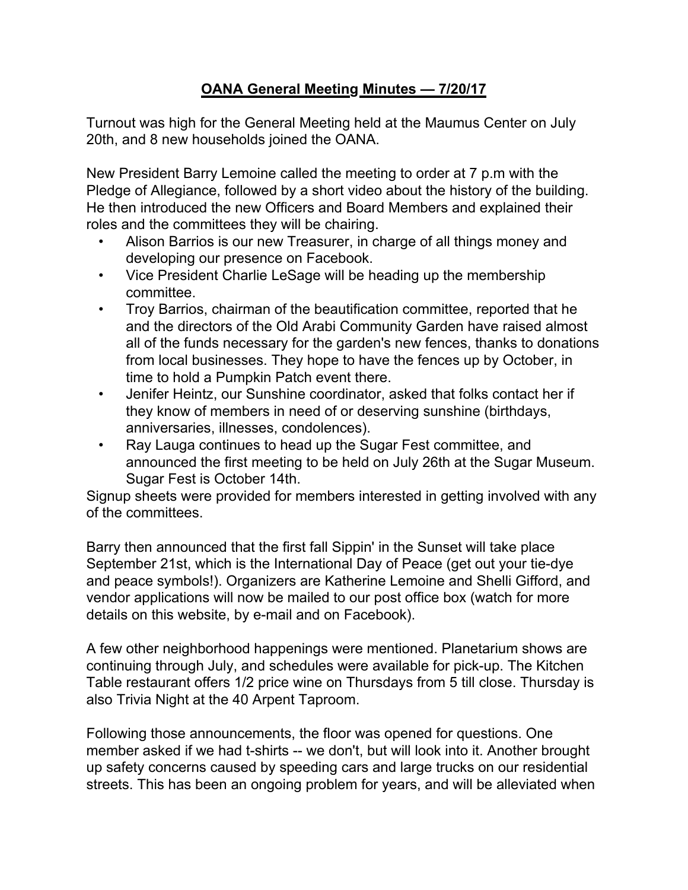# **OANA General Meeting Minutes — 7/20/17**

Turnout was high for the General Meeting held at the Maumus Center on July 20th, and 8 new households joined the OANA.

New President Barry Lemoine called the meeting to order at 7 p.m with the Pledge of Allegiance, followed by a short video about the history of the building. He then introduced the new Officers and Board Members and explained their roles and the committees they will be chairing.

- Alison Barrios is our new Treasurer, in charge of all things money and developing our presence on Facebook.
- Vice President Charlie LeSage will be heading up the membership committee.
- Troy Barrios, chairman of the beautification committee, reported that he and the directors of the Old Arabi Community Garden have raised almost all of the funds necessary for the garden's new fences, thanks to donations from local businesses. They hope to have the fences up by October, in time to hold a Pumpkin Patch event there.
- Jenifer Heintz, our Sunshine coordinator, asked that folks contact her if they know of members in need of or deserving sunshine (birthdays, anniversaries, illnesses, condolences).
- Ray Lauga continues to head up the Sugar Fest committee, and announced the first meeting to be held on July 26th at the Sugar Museum. Sugar Fest is October 14th.

Signup sheets were provided for members interested in getting involved with any of the committees.

Barry then announced that the first fall Sippin' in the Sunset will take place September 21st, which is the International Day of Peace (get out your tie-dye and peace symbols!). Organizers are Katherine Lemoine and Shelli Gifford, and vendor applications will now be mailed to our post office box (watch for more details on this website, by e-mail and on Facebook).

A few other neighborhood happenings were mentioned. Planetarium shows are continuing through July, and schedules were available for pick-up. The Kitchen Table restaurant offers 1/2 price wine on Thursdays from 5 till close. Thursday is also Trivia Night at the 40 Arpent Taproom.

Following those announcements, the floor was opened for questions. One member asked if we had t-shirts -- we don't, but will look into it. Another brought up safety concerns caused by speeding cars and large trucks on our residential streets. This has been an ongoing problem for years, and will be alleviated when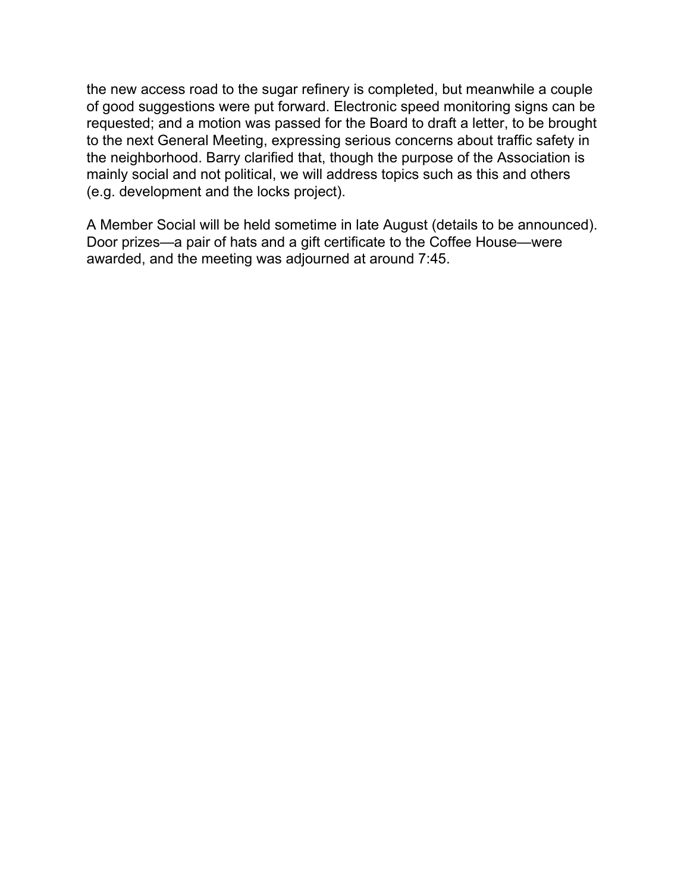the new access road to the sugar refinery is completed, but meanwhile a couple of good suggestions were put forward. Electronic speed monitoring signs can be requested; and a motion was passed for the Board to draft a letter, to be brought to the next General Meeting, expressing serious concerns about traffic safety in the neighborhood. Barry clarified that, though the purpose of the Association is mainly social and not political, we will address topics such as this and others (e.g. development and the locks project).

A Member Social will be held sometime in late August (details to be announced). Door prizes—a pair of hats and a gift certificate to the Coffee House—were awarded, and the meeting was adjourned at around 7:45.